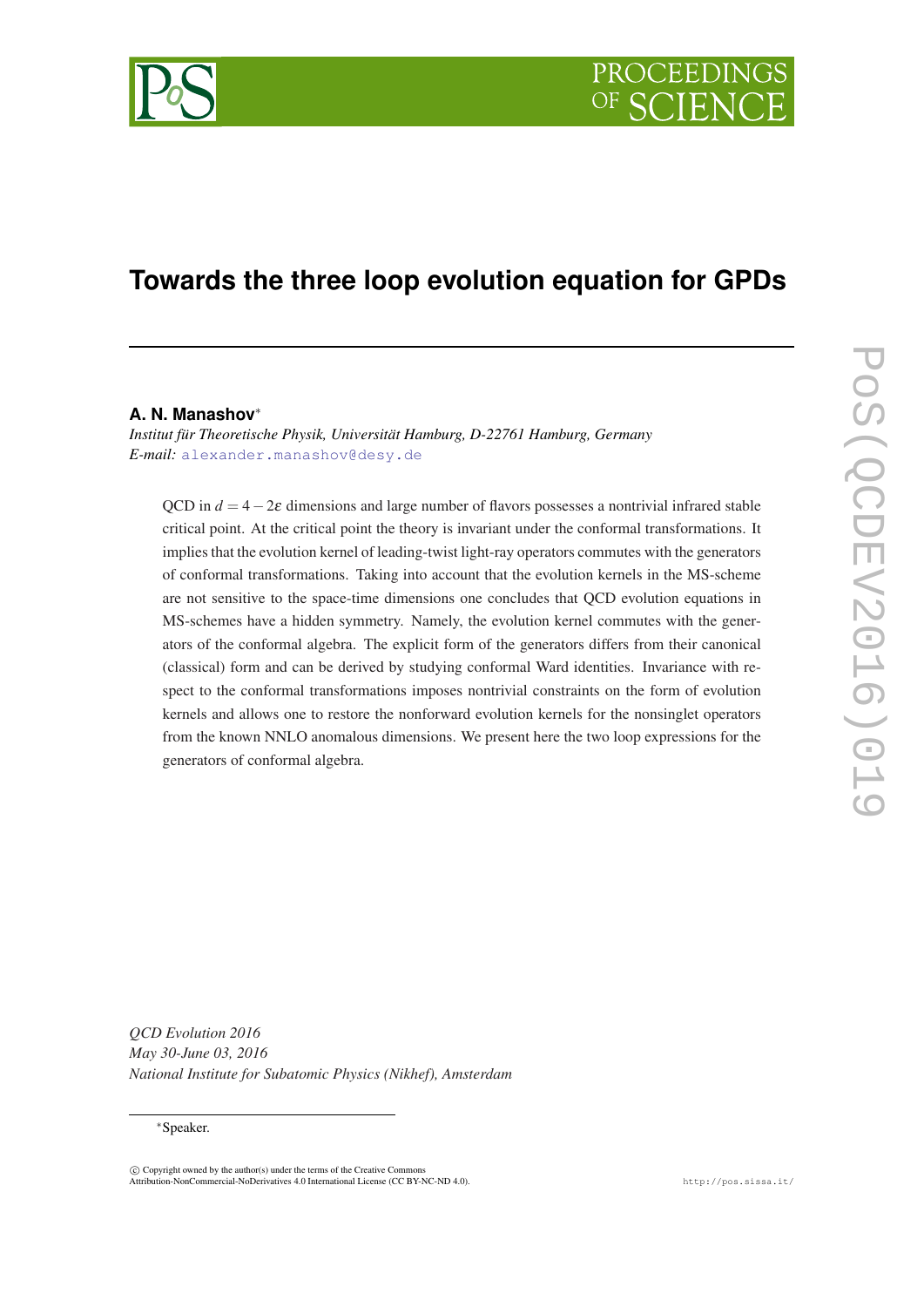# Towards the three loop evolution equation for GPDs

**A. N. Manashov**[*]

*Institut für Theoretische Physik, Universität Hamburg, D-22761 Hamburg, Germany*
*E-mail:* alexander.manashov@desy.de

QCD in $d = 4 - 2\varepsilon$ dimensions and large number of flavors possesses a nontrivial infrared stable critical point. At the critical point the theory is invariant under the conformal transformations. It implies that the evolution kernel of leading-twist light-ray operators commutes with the generators of conformal transformations. Taking into account that the evolution kernels in the MS-scheme are not sensitive to the space-time dimensions one concludes that QCD evolution equations in MS-schemes have a hidden symmetry. Namely, the evolution kernel commutes with the generators of the conformal algebra. The explicit form of the generators differs from their canonical (classical) form and can be derived by studying conformal Ward identities. Invariance with respect to the conformal transformations imposes nontrivial constraints on the form of evolution kernels and allows one to restore the nonforward evolution kernels for the nonsinglet operators from the known NNLO anomalous dimensions. We present here the two loop expressions for the generators of conformal algebra.

*QCD Evolution 2016*
*May 30-June 03, 2016*
*National Institute for Subatomic Physics (Nikhef), Amsterdam*

[*]Speaker.

© Copyright owned by the author(s) under the terms of the Creative Commons Attribution-NonCommercial-NoDerivatives 4.0 International License (CC BY-NC-ND 4.0).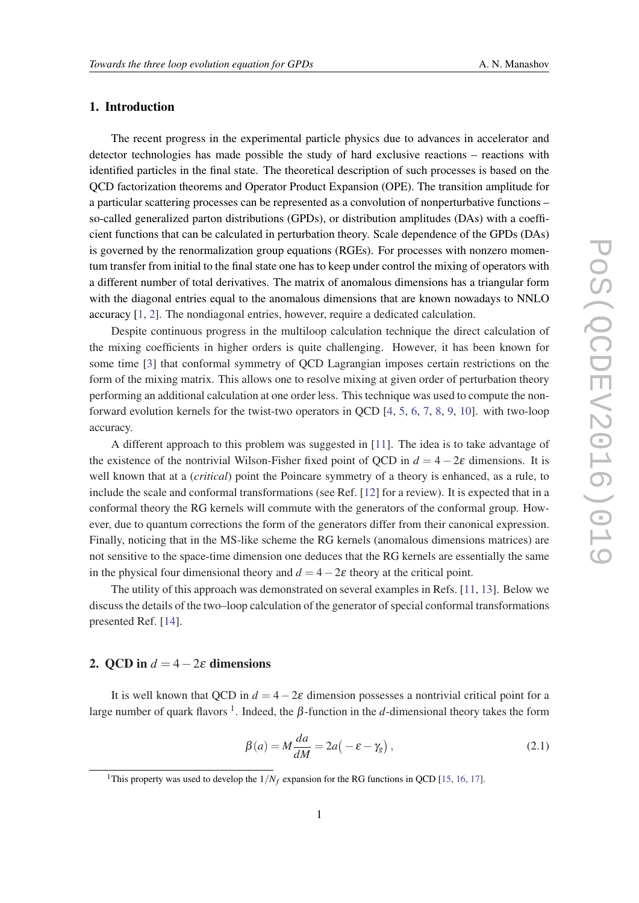## 1. Introduction

The recent progress in the experimental particle physics due to advances in accelerator and detector technologies has made possible the study of hard exclusive reactions – reactions with identified particles in the final state. The theoretical description of such processes is based on the QCD factorization theorems and Operator Product Expansion (OPE). The transition amplitude for a particular scattering processes can be represented as a convolution of nonperturbative functions – so-called generalized parton distributions (GPDs), or distribution amplitudes (DAs) with a coefficient functions that can be calculated in perturbation theory. Scale dependence of the GPDs (DAs) is governed by the renormalization group equations (RGEs). For processes with nonzero momentum transfer from initial to the final state one has to keep under control the mixing of operators with a different number of total derivatives. The matrix of anomalous dimensions has a triangular form with the diagonal entries equal to the anomalous dimensions that are known nowadays to NNLO accuracy [1, 2]. The nondiagonal entries, however, require a dedicated calculation.

Despite continuous progress in the multiloop calculation technique the direct calculation of the mixing coefficients in higher orders is quite challenging. However, it has been known for some time [3] that conformal symmetry of QCD Lagrangian imposes certain restrictions on the form of the mixing matrix. This allows one to resolve mixing at given order of perturbation theory performing an additional calculation at one order less. This technique was used to compute the non-forward evolution kernels for the twist-two operators in QCD [4, 5, 6, 7, 8, 9, 10]. with two-loop accuracy.

A different approach to this problem was suggested in [11]. The idea is to take advantage of the existence of the nontrivial Wilson-Fisher fixed point of QCD in $d = 4-2\varepsilon$ dimensions. It is well known that at a (*critical*) point the Poincare symmetry of a theory is enhanced, as a rule, to include the scale and conformal transformations (see Ref. [12] for a review). It is expected that in a conformal theory the RG kernels will commute with the generators of the conformal group. However, due to quantum corrections the form of the generators differ from their canonical expression. Finally, noticing that in the MS-like scheme the RG kernels (anomalous dimensions matrices) are not sensitive to the space-time dimension one deduces that the RG kernels are essentially the same in the physical four dimensional theory and $d = 4-2\varepsilon$ theory at the critical point.

The utility of this approach was demonstrated on several examples in Refs. [11, 13]. Below we discuss the details of the two–loop calculation of the generator of special conformal transformations presented Ref. [14].

## 2. QCD in $d = 4-2\varepsilon$ dimensions

It is well known that QCD in $d = 4-2\varepsilon$ dimension possesses a nontrivial critical point for a large number of quark flavors [1]. Indeed, the $\beta$-function in the $d$-dimensional theory takes the form

$$\beta(a) = M\frac{da}{dM} = 2a\big(-\varepsilon-\gamma_g\big)\,, \tag{2.1}$$

[1] This property was used to develop the $1/N_f$ expansion for the RG functions in QCD [15, 16, 17].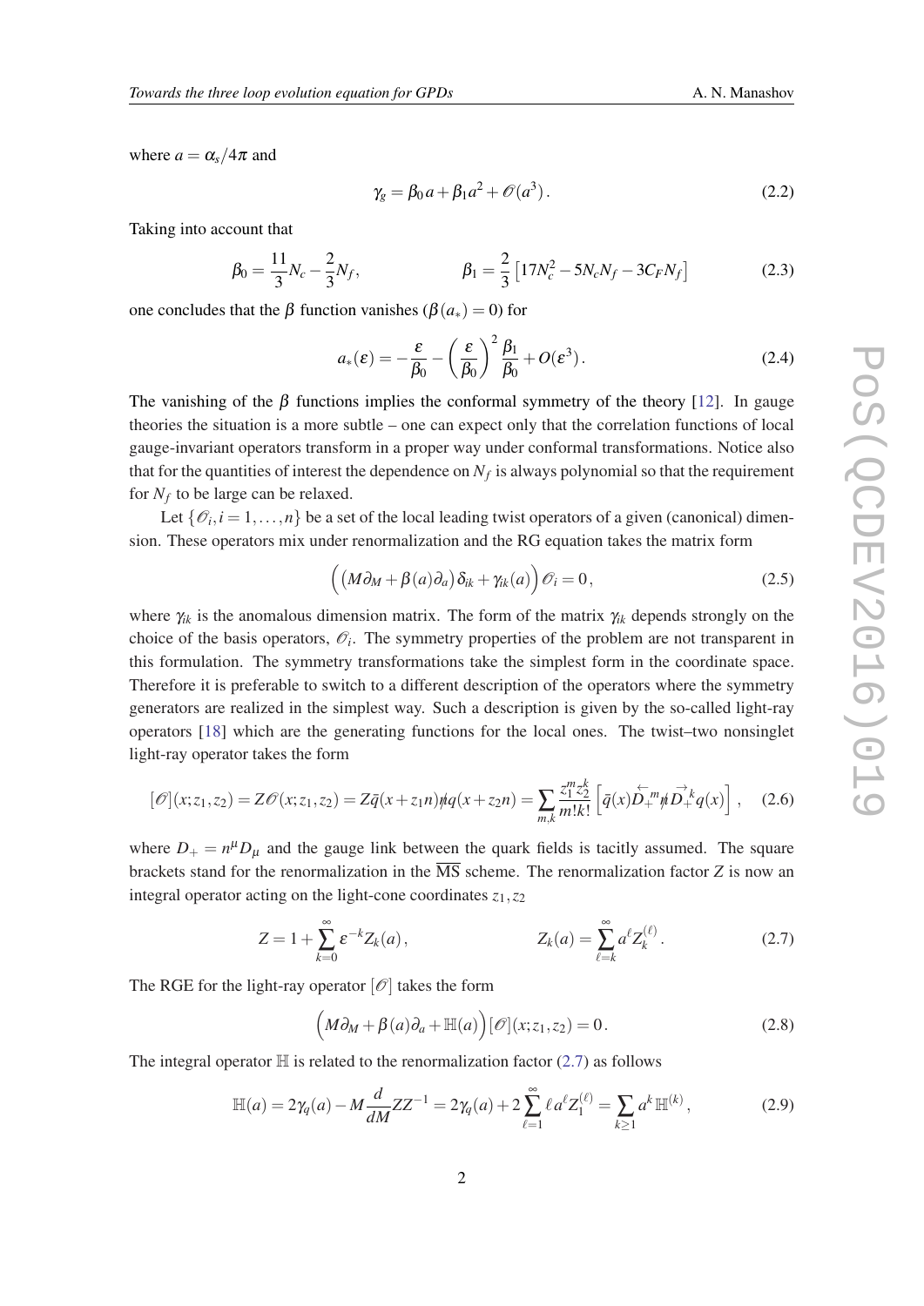where $a = \alpha_s/4\pi$ and

$$\gamma_g = \beta_0 a + \beta_1 a^2 + \mathscr{O}(a^3)\,. \tag{2.2}$$

Taking into account that

$$\beta_0 = \frac{11}{3}N_c - \frac{2}{3}N_f, \qquad\qquad \beta_1 = \frac{2}{3}\left[17N_c^2 - 5N_cN_f - 3C_FN_f\right] \tag{2.3}$$

one concludes that the $\beta$ function vanishes ($\beta(a_*) = 0$) for

$$a_*(\varepsilon) = -\frac{\varepsilon}{\beta_0} - \left(\frac{\varepsilon}{\beta_0}\right)^2 \frac{\beta_1}{\beta_0} + O(\varepsilon^3)\,. \tag{2.4}$$

The vanishing of the $\beta$ functions implies the conformal symmetry of the theory [12]. In gauge theories the situation is a more subtle – one can expect only that the correlation functions of local gauge-invariant operators transform in a proper way under conformal transformations. Notice also that for the quantities of interest the dependence on $N_f$ is always polynomial so that the requirement for $N_f$ to be large can be relaxed.

Let $\{\mathscr{O}_i, i = 1,\ldots,n\}$ be a set of the local leading twist operators of a given (canonical) dimension. These operators mix under renormalization and the RG equation takes the matrix form

$$\Big(\big(M\partial_M + \beta(a)\partial_a\big)\delta_{ik} + \gamma_{ik}(a)\Big)\mathscr{O}_i = 0\,, \tag{2.5}$$

where $\gamma_{ik}$ is the anomalous dimension matrix. The form of the matrix $\gamma_{ik}$ depends strongly on the choice of the basis operators, $\mathscr{O}_i$. The symmetry properties of the problem are not transparent in this formulation. The symmetry transformations take the simplest form in the coordinate space. Therefore it is preferable to switch to a different description of the operators where the symmetry generators are realized in the simplest way. Such a description is given by the so-called light-ray operators [18] which are the generating functions for the local ones. The twist–two nonsinglet light-ray operator takes the form

$$[\mathscr{O}](x;z_1,z_2) = Z\mathscr{O}(x;z_1,z_2) = Z\bar{q}(x+z_1n)\not{n}q(x+z_2n) = \sum_{m,k}\frac{z_1^m z_2^k}{m!k!}\left[\bar{q}(x)\overleftarrow{D}_+^m\not{n}\overrightarrow{D}_+^k q(x)\right], \tag{2.6}$$

where $D_+ = n^\mu D_\mu$ and the gauge link between the quark fields is tacitly assumed. The square brackets stand for the renormalization in the $\overline{\text{MS}}$ scheme. The renormalization factor $Z$ is now an integral operator acting on the light-cone coordinates $z_1, z_2$

$$Z = 1 + \sum_{k=0}^{\infty}\varepsilon^{-k}Z_k(a)\,, \qquad\qquad Z_k(a) = \sum_{\ell=k}^{\infty}a^\ell Z_k^{(\ell)}\,. \tag{2.7}$$

The RGE for the light-ray operator $[\mathscr{O}]$ takes the form

$$\Big(M\partial_M + \beta(a)\partial_a + \mathbb{H}(a)\Big)[\mathscr{O}](x;z_1,z_2) = 0\,. \tag{2.8}$$

The integral operator $\mathbb{H}$ is related to the renormalization factor (2.7) as follows

$$\mathbb{H}(a) = 2\gamma_q(a) - M\frac{d}{dM}ZZ^{-1} = 2\gamma_q(a) + 2\sum_{\ell=1}^{\infty}\ell\, a^\ell Z_1^{(\ell)} = \sum_{k\geq 1}a^k\,\mathbb{H}^{(k)}\,, \tag{2.9}$$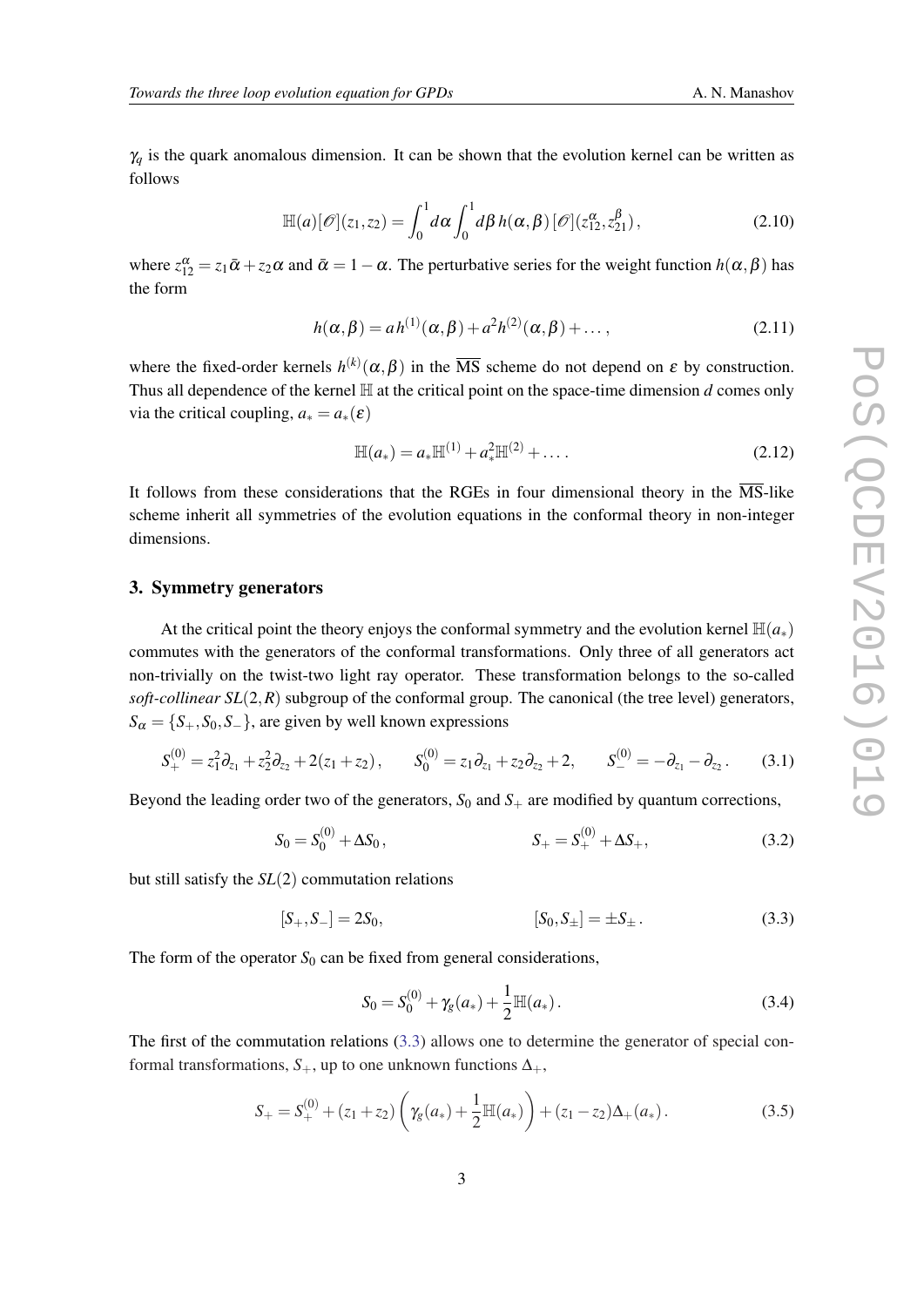$\gamma_q$ is the quark anomalous dimension. It can be shown that the evolution kernel can be written as follows

$$\mathbb{H}(a)[\mathscr{O}](z_1,z_2) = \int_0^1 d\alpha \int_0^1 d\beta\, h(\alpha,\beta)\, [\mathscr{O}](z_{12}^{\alpha}, z_{21}^{\beta})\,, \tag{2.10}$$

where $z_{12}^{\alpha} = z_1\bar{\alpha} + z_2\alpha$ and $\bar{\alpha} = 1-\alpha$. The perturbative series for the weight function $h(\alpha,\beta)$ has the form

$$h(\alpha,\beta) = a\, h^{(1)}(\alpha,\beta) + a^2 h^{(2)}(\alpha,\beta) + \dots\,, \tag{2.11}$$

where the fixed-order kernels $h^{(k)}(\alpha,\beta)$ in the $\overline{\text{MS}}$ scheme do not depend on $\varepsilon$ by construction. Thus all dependence of the kernel $\mathbb{H}$ at the critical point on the space-time dimension $d$ comes only via the critical coupling, $a_* = a_*(\varepsilon)$

$$\mathbb{H}(a_*) = a_*\mathbb{H}^{(1)} + a_*^2\mathbb{H}^{(2)} + \dots\,. \tag{2.12}$$

It follows from these considerations that the RGEs in four dimensional theory in the $\overline{\text{MS}}$-like scheme inherit all symmetries of the evolution equations in the conformal theory in non-integer dimensions.

## 3. Symmetry generators

At the critical point the theory enjoys the conformal symmetry and the evolution kernel $\mathbb{H}(a_*)$ commutes with the generators of the conformal transformations. Only three of all generators act non-trivially on the twist-two light ray operator. These transformation belongs to the so-called *soft-collinear* $SL(2,R)$ subgroup of the conformal group. The canonical (the tree level) generators, $S_\alpha = \{S_+, S_0, S_-\}$, are given by well known expressions

$$S_+^{(0)} = z_1^2\partial_{z_1} + z_2^2\partial_{z_2} + 2(z_1+z_2)\,, \qquad S_0^{(0)} = z_1\partial_{z_1} + z_2\partial_{z_2} + 2, \qquad S_-^{(0)} = -\partial_{z_1} - \partial_{z_2}\,. \tag{3.1}$$

Beyond the leading order two of the generators, $S_0$ and $S_+$ are modified by quantum corrections,

$$S_0 = S_0^{(0)} + \Delta S_0\,, \qquad\qquad S_+ = S_+^{(0)} + \Delta S_+\,, \tag{3.2}$$

but still satisfy the $SL(2)$ commutation relations

$$[S_+, S_-] = 2S_0, \qquad\qquad [S_0, S_\pm] = \pm S_\pm\,. \tag{3.3}$$

The form of the operator $S_0$ can be fixed from general considerations,

$$S_0 = S_0^{(0)} + \gamma_g(a_*) + \frac{1}{2}\mathbb{H}(a_*)\,. \tag{3.4}$$

The first of the commutation relations (3.3) allows one to determine the generator of special conformal transformations, $S_+$, up to one unknown functions $\Delta_+$,

$$S_+ = S_+^{(0)} + (z_1+z_2)\left(\gamma_g(a_*) + \frac{1}{2}\mathbb{H}(a_*)\right) + (z_1-z_2)\Delta_+(a_*)\,. \tag{3.5}$$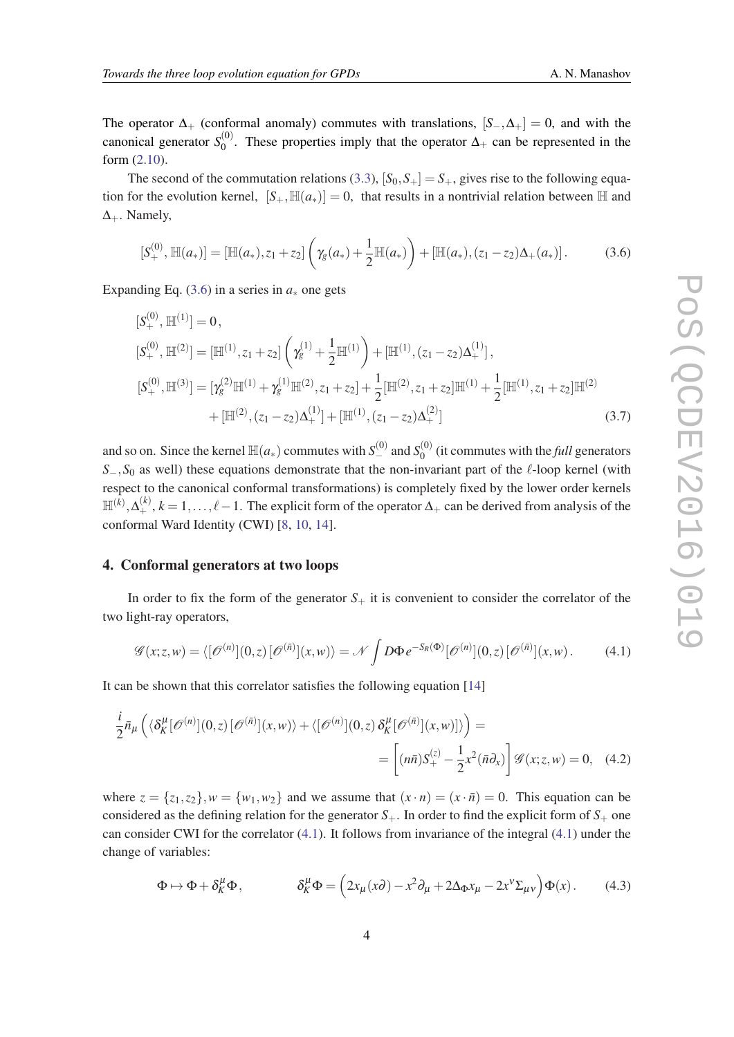The operator $\Delta_+$ (conformal anomaly) commutes with translations, $[S_-, \Delta_+] = 0$, and with the canonical generator $S_0^{(0)}$. These properties imply that the operator $\Delta_+$ can be represented in the form (2.10).

The second of the commutation relations (3.3), $[S_0, S_+] = S_+$, gives rise to the following equation for the evolution kernel, $[S_+, \mathbb{H}(a_*)] = 0$, that results in a nontrivial relation between $\mathbb{H}$ and $\Delta_+$. Namely,

$$[S_+^{(0)}, \mathbb{H}(a_*)] = [\mathbb{H}(a_*), z_1 + z_2]\left(\gamma_g(a_*) + \frac{1}{2}\mathbb{H}(a_*)\right) + [\mathbb{H}(a_*), (z_1 - z_2)\Delta_+(a_*)]. \tag{3.6}$$

Expanding Eq. (3.6) in a series in $a_*$ one gets

$$\begin{aligned}
&[S_+^{(0)}, \mathbb{H}^{(1)}] = 0, \\
&[S_+^{(0)}, \mathbb{H}^{(2)}] = [\mathbb{H}^{(1)}, z_1 + z_2]\left(\gamma_g^{(1)} + \frac{1}{2}\mathbb{H}^{(1)}\right) + [\mathbb{H}^{(1)}, (z_1 - z_2)\Delta_+^{(1)}], \\
&[S_+^{(0)}, \mathbb{H}^{(3)}] = [\gamma_g^{(2)}\mathbb{H}^{(1)} + \gamma_g^{(1)}\mathbb{H}^{(2)}, z_1 + z_2] + \frac{1}{2}[\mathbb{H}^{(2)}, z_1 + z_2]\mathbb{H}^{(1)} + \frac{1}{2}[\mathbb{H}^{(1)}, z_1 + z_2]\mathbb{H}^{(2)} \\
&\qquad + [\mathbb{H}^{(2)}, (z_1 - z_2)\Delta_+^{(1)}] + [\mathbb{H}^{(1)}, (z_1 - z_2)\Delta_+^{(2)}]
\end{aligned} \tag{3.7}$$

and so on. Since the kernel $\mathbb{H}(a_*)$ commutes with $S_-^{(0)}$ and $S_0^{(0)}$ (it commutes with the *full* generators $S_-, S_0$ as well) these equations demonstrate that the non-invariant part of the $\ell$-loop kernel (with respect to the canonical conformal transformations) is completely fixed by the lower order kernels $\mathbb{H}^{(k)}, \Delta_+^{(k)}, k = 1, \ldots, \ell - 1$. The explicit form of the operator $\Delta_+$ can be derived from analysis of the conformal Ward Identity (CWI) [8, 10, 14].

## 4. Conformal generators at two loops

In order to fix the form of the generator $S_+$ it is convenient to consider the correlator of the two light-ray operators,

$$\mathscr{G}(x; z, w) = \langle [\mathscr{O}^{(n)}](0, z)\, [\mathscr{O}^{(\bar{n})}](x, w) \rangle = \mathscr{N} \int D\Phi\, e^{-S_R(\Phi)} [\mathscr{O}^{(n)}](0, z)\, [\mathscr{O}^{(\bar{n})}](x, w). \tag{4.1}$$

It can be shown that this correlator satisfies the following equation [14]

$$\begin{aligned}
\frac{i}{2}\bar{n}_\mu \Big( \langle \delta_K^\mu [\mathscr{O}^{(n)}](0, z)\, [\mathscr{O}^{(\bar{n})}](x, w) \rangle + \langle [\mathscr{O}^{(n)}](0, z)\, \delta_K^\mu [\mathscr{O}^{(\bar{n})}](x, w)] \rangle \Big) &= \\
= \left[ (n\bar{n}) S_+^{(z)} - \frac{1}{2} x^2 (\bar{n}\partial_x) \right] \mathscr{G}(x; z, w) &= 0,
\end{aligned} \tag{4.2}$$

where $z = \{z_1, z_2\}, w = \{w_1, w_2\}$ and we assume that $(x \cdot n) = (x \cdot \bar{n}) = 0$. This equation can be considered as the defining relation for the generator $S_+$. In order to find the explicit form of $S_+$ one can consider CWI for the correlator (4.1). It follows from invariance of the integral (4.1) under the change of variables:

$$\Phi \mapsto \Phi + \delta_K^\mu \Phi, \qquad\qquad \delta_K^\mu \Phi = \Big( 2x_\mu (x\partial) - x^2 \partial_\mu + 2\Delta_\Phi x_\mu - 2x^\nu \Sigma_{\mu\nu} \Big) \Phi(x). \tag{4.3}$$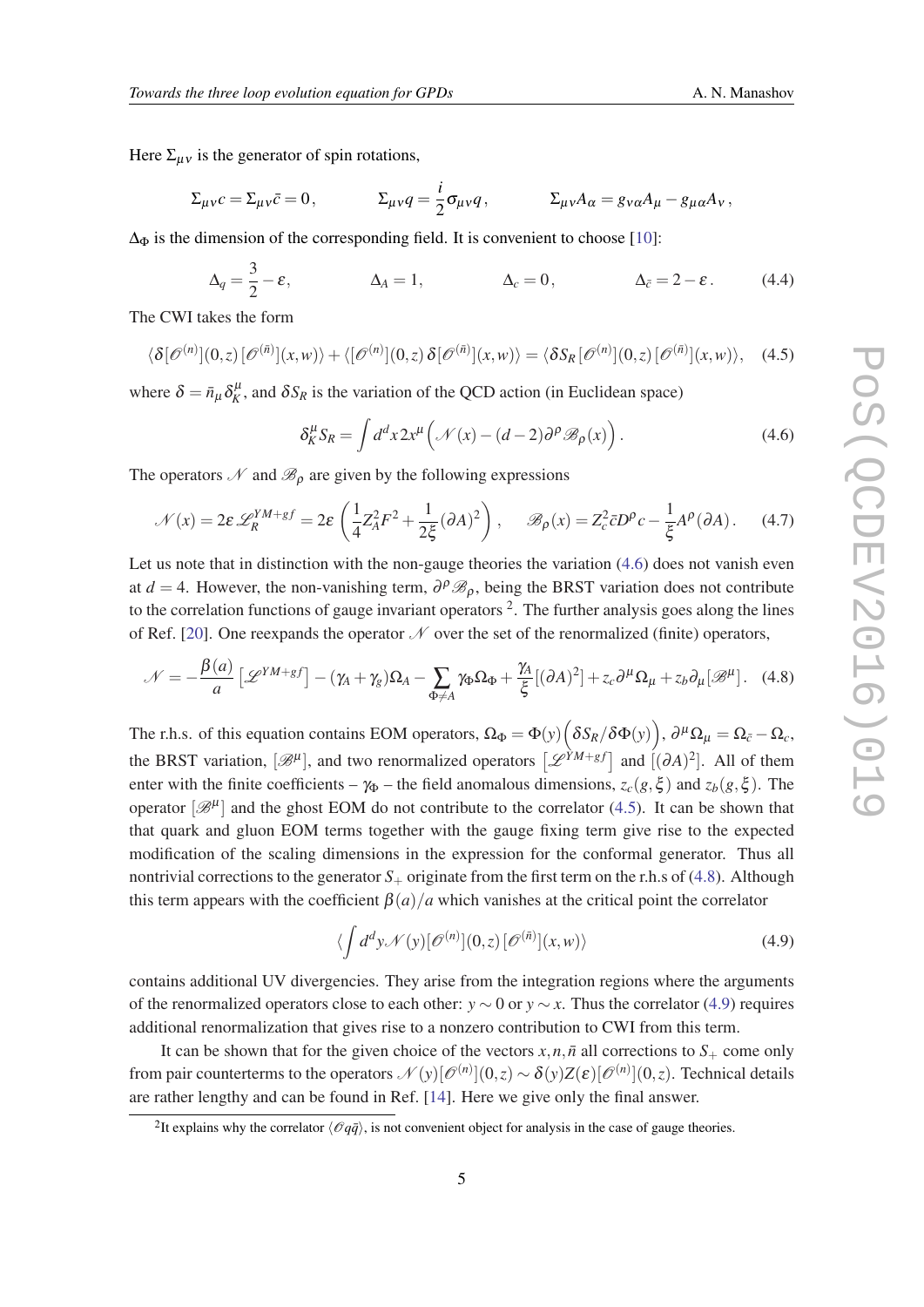Here $\Sigma_{\mu\nu}$ is the generator of spin rotations,

$$\Sigma_{\mu\nu} c = \Sigma_{\mu\nu} \bar{c} = 0\,, \qquad \Sigma_{\mu\nu} q = \frac{i}{2}\sigma_{\mu\nu} q\,, \qquad \Sigma_{\mu\nu} A_\alpha = g_{\nu\alpha} A_\mu - g_{\mu\alpha} A_\nu\,,$$

$\Delta_\Phi$ is the dimension of the corresponding field. It is convenient to choose [10]:

$$\Delta_q = \frac{3}{2} - \varepsilon, \qquad \Delta_A = 1, \qquad \Delta_c = 0\,, \qquad \Delta_{\bar{c}} = 2 - \varepsilon\,. \tag{4.4}$$

The CWI takes the form

$$\langle \delta[\mathscr{O}^{(n)}](0,z)\,[\mathscr{O}^{(\bar{n})}](x,w)\rangle + \langle [\mathscr{O}^{(n)}](0,z)\,\delta[\mathscr{O}^{(\bar{n})}](x,w)\rangle = \langle \delta S_R\,[\mathscr{O}^{(n)}](0,z)\,[\mathscr{O}^{(\bar{n})}](x,w)\rangle, \tag{4.5}$$

where $\delta = \bar{n}_\mu \delta^\mu_K$, and $\delta S_R$ is the variation of the QCD action (in Euclidean space)

$$\delta^\mu_K S_R = \int d^dx\, 2x^\mu \Big( \mathscr{N}(x) - (d-2)\partial^\rho \mathscr{B}_\rho(x) \Big)\,. \tag{4.6}$$

The operators $\mathscr{N}$ and $\mathscr{B}_\rho$ are given by the following expressions

$$\mathscr{N}(x) = 2\varepsilon\, \mathscr{L}_R^{YM+gf} = 2\varepsilon \left( \frac{1}{4} Z_A^2 F^2 + \frac{1}{2\xi}(\partial A)^2 \right), \qquad \mathscr{B}_\rho(x) = Z_c^2 \bar{c} D^\rho c - \frac{1}{\xi} A^\rho (\partial A)\,. \tag{4.7}$$

Let us note that in distinction with the non-gauge theories the variation (4.6) does not vanish even at $d=4$. However, the non-vanishing term, $\partial^\rho \mathscr{B}_\rho$, being the BRST variation does not contribute to the correlation functions of gauge invariant operators [2]. The further analysis goes along the lines of Ref. [20]. One reexpands the operator $\mathscr{N}$ over the set of the renormalized (finite) operators,

$$\mathscr{N} = -\frac{\beta(a)}{a}\left[\mathscr{L}^{YM+gf}\right] - (\gamma_A + \gamma_g)\Omega_A - \sum_{\Phi \neq A} \gamma_\Phi \Omega_\Phi + \frac{\gamma_A}{\xi}[(\partial A)^2] + z_c \partial^\mu \Omega_\mu + z_b \partial_\mu [\mathscr{B}^\mu]\,. \tag{4.8}$$

The r.h.s. of this equation contains EOM operators, $\Omega_\Phi = \Phi(y)\Big(\delta S_R/\delta\Phi(y)\Big)$, $\partial^\mu \Omega_\mu = \Omega_{\bar{c}} - \Omega_c$, the BRST variation, $[\mathscr{B}^\mu]$, and two renormalized operators $\left[\mathscr{L}^{YM+gf}\right]$ and $[(\partial A)^2]$. All of them enter with the finite coefficients – $\gamma_\Phi$ – the field anomalous dimensions, $z_c(g,\xi)$ and $z_b(g,\xi)$. The operator $[\mathscr{B}^\mu]$ and the ghost EOM do not contribute to the correlator (4.5). It can be shown that that quark and gluon EOM terms together with the gauge fixing term give rise to the expected modification of the scaling dimensions in the expression for the conformal generator. Thus all nontrivial corrections to the generator $S_+$ originate from the first term on the r.h.s of (4.8). Although this term appears with the coefficient $\beta(a)/a$ which vanishes at the critical point the correlator

$$\langle \int d^dy\, \mathscr{N}(y) [\mathscr{O}^{(n)}](0,z)\,[\mathscr{O}^{(\bar{n})}](x,w)\rangle \tag{4.9}$$

contains additional UV divergencies. They arise from the integration regions where the arguments of the renormalized operators close to each other: $y \sim 0$ or $y \sim x$. Thus the correlator (4.9) requires additional renormalization that gives rise to a nonzero contribution to CWI from this term.

It can be shown that for the given choice of the vectors $x, n, \bar{n}$ all corrections to $S_+$ come only from pair counterterms to the operators $\mathscr{N}(y)[\mathscr{O}^{(n)}](0,z) \sim \delta(y) Z(\varepsilon) [\mathscr{O}^{(n)}](0,z)$. Technical details are rather lengthy and can be found in Ref. [14]. Here we give only the final answer.

[2] It explains why the correlator $\langle \mathscr{O} q\bar{q}\rangle$, is not convenient object for analysis in the case of gauge theories.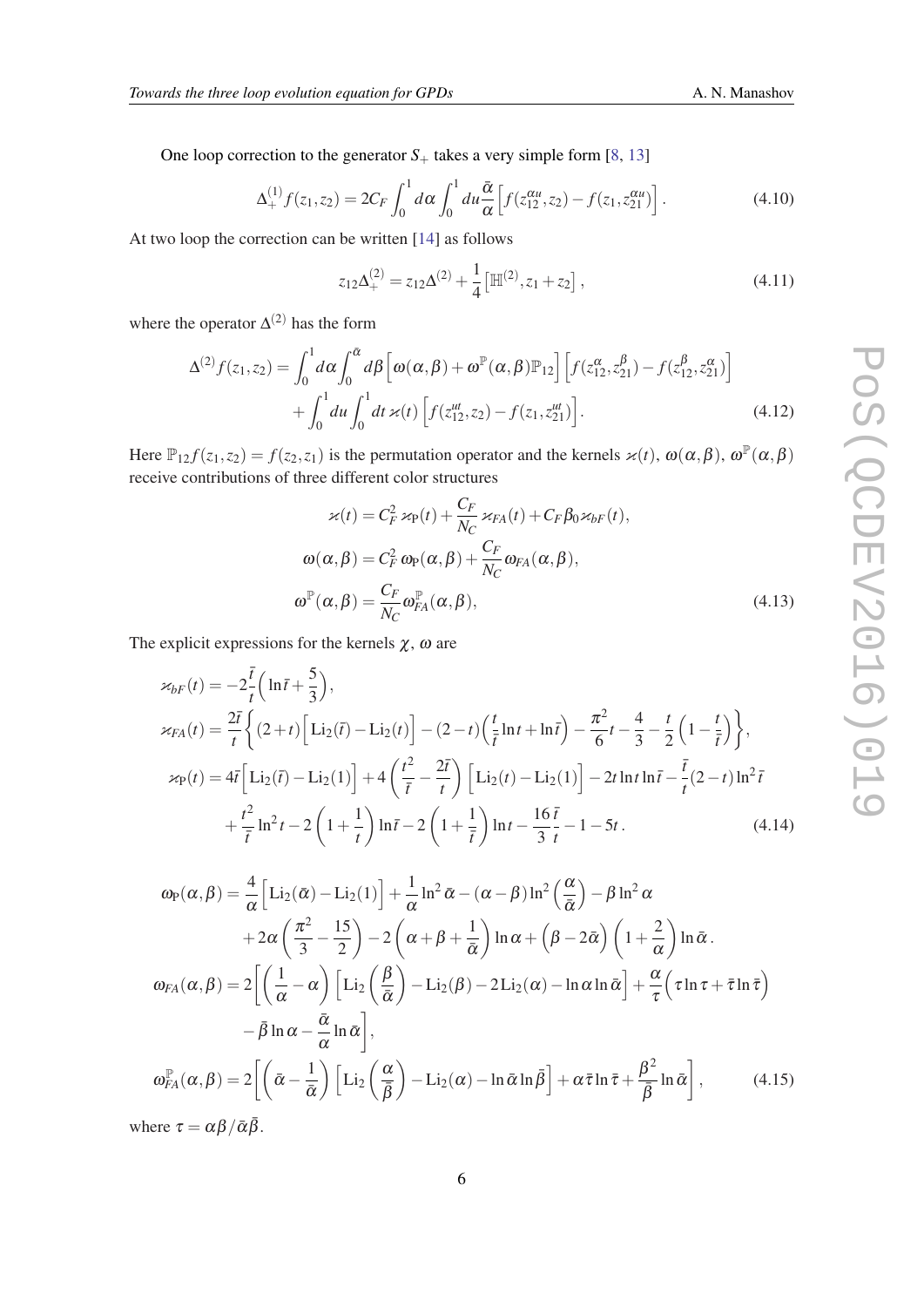One loop correction to the generator $S_+$ takes a very simple form [8, 13]

$$\Delta_+^{(1)} f(z_1,z_2) = 2C_F \int_0^1 d\alpha \int_0^1 du \frac{\bar\alpha}{\alpha}\Big[f(z_{12}^{\alpha u},z_2) - f(z_1,z_{21}^{\alpha u})\Big]\,. \tag{4.10}$$

At two loop the correction can be written [14] as follows

$$z_{12}\Delta_+^{(2)} = z_{12}\Delta^{(2)} + \frac{1}{4}\big[\mathbb{H}^{(2)}, z_1+z_2\big]\,, \tag{4.11}$$

where the operator $\Delta^{(2)}$ has the form

$$\begin{aligned}\Delta^{(2)} f(z_1,z_2) = {} & \int_0^1 d\alpha \int_0^{\bar\alpha} d\beta \Big[\omega(\alpha,\beta) + \omega^{\mathbb{P}}(\alpha,\beta)\mathbb{P}_{12}\Big]\Big[f(z_{12}^{\alpha},z_{21}^{\beta}) - f(z_{12}^{\beta},z_{21}^{\alpha})\Big] \\ & + \int_0^1 du \int_0^1 dt\, \varkappa(t)\Big[f(z_{12}^{ut},z_2) - f(z_1,z_{21}^{ut})\Big]. \end{aligned} \tag{4.12}$$

Here $\mathbb{P}_{12} f(z_1,z_2) = f(z_2,z_1)$ is the permutation operator and the kernels $\varkappa(t)$, $\omega(\alpha,\beta)$, $\omega^{\mathbb{P}}(\alpha,\beta)$ receive contributions of three different color structures

$$\begin{aligned}\varkappa(t) &= C_F^2\, \varkappa_{\mathrm{P}}(t) + \frac{C_F}{N_C}\varkappa_{FA}(t) + C_F\beta_0\varkappa_{bF}(t), \\ \omega(\alpha,\beta) &= C_F^2\, \omega_{\mathrm{P}}(\alpha,\beta) + \frac{C_F}{N_C}\omega_{FA}(\alpha,\beta), \\ \omega^{\mathbb{P}}(\alpha,\beta) &= \frac{C_F}{N_C}\omega_{FA}^{\mathbb{P}}(\alpha,\beta), \end{aligned} \tag{4.13}$$

The explicit expressions for the kernels $\chi$, $\omega$ are

$$\begin{aligned}\varkappa_{bF}(t) &= -2\frac{\bar t}{t}\Big(\ln\bar t + \frac{5}{3}\Big), \\ \varkappa_{FA}(t) &= \frac{2\bar t}{t}\bigg\{(2+t)\Big[\mathrm{Li}_2(\bar t) - \mathrm{Li}_2(t)\Big] - (2-t)\Big(\frac{t}{\bar t}\ln t + \ln\bar t\Big) - \frac{\pi^2}{6}t - \frac{4}{3} - \frac{t}{2}\Big(1-\frac{t}{\bar t}\Big)\bigg\}, \\ \varkappa_{\mathrm{P}}(t) &= 4\bar t\Big[\mathrm{Li}_2(\bar t) - \mathrm{Li}_2(1)\Big] + 4\left(\frac{t^2}{\bar t} - \frac{2\bar t}{t}\right)\Big[\mathrm{Li}_2(t) - \mathrm{Li}_2(1)\Big] - 2t\ln t\ln\bar t - \frac{\bar t}{t}(2-t)\ln^2\bar t \\ &\quad + \frac{t^2}{\bar t}\ln^2 t - 2\left(1+\frac{1}{t}\right)\ln\bar t - 2\left(1+\frac{1}{\bar t}\right)\ln t - \frac{16}{3}\frac{\bar t}{t} - 1 - 5t\,. \end{aligned} \tag{4.14}$$

$$\begin{aligned}\omega_{\mathrm{P}}(\alpha,\beta) &= \frac{4}{\alpha}\Big[\mathrm{Li}_2(\bar\alpha) - \mathrm{Li}_2(1)\Big] + \frac{1}{\alpha}\ln^2\bar\alpha - (\alpha-\beta)\ln^2\left(\frac{\alpha}{\bar\alpha}\right) - \beta\ln^2\alpha \\ &\quad + 2\alpha\left(\frac{\pi^2}{3} - \frac{15}{2}\right) - 2\left(\alpha + \beta + \frac{1}{\bar\alpha}\right)\ln\alpha + \Big(\beta - 2\bar\alpha\Big)\left(1+\frac{2}{\alpha}\right)\ln\bar\alpha\,. \\ \omega_{FA}(\alpha,\beta) &= 2\bigg[\left(\frac{1}{\alpha} - \alpha\right)\Big[\mathrm{Li}_2\left(\frac{\beta}{\bar\alpha}\right) - \mathrm{Li}_2(\beta) - 2\,\mathrm{Li}_2(\alpha) - \ln\alpha\ln\bar\alpha\Big] + \frac{\alpha}{\tau}\Big(\tau\ln\tau + \bar\tau\ln\bar\tau\Big) \\ &\quad - \bar\beta\ln\alpha - \frac{\bar\alpha}{\alpha}\ln\bar\alpha\bigg], \\ \omega_{FA}^{\mathbb{P}}(\alpha,\beta) &= 2\bigg[\left(\bar\alpha - \frac{1}{\bar\alpha}\right)\Big[\mathrm{Li}_2\left(\frac{\alpha}{\bar\beta}\right) - \mathrm{Li}_2(\alpha) - \ln\bar\alpha\ln\bar\beta\Big] + \alpha\bar\tau\ln\bar\tau + \frac{\beta^2}{\bar\beta}\ln\bar\alpha\bigg], \end{aligned} \tag{4.15}$$

where $\tau = \alpha\beta/\bar\alpha\bar\beta$.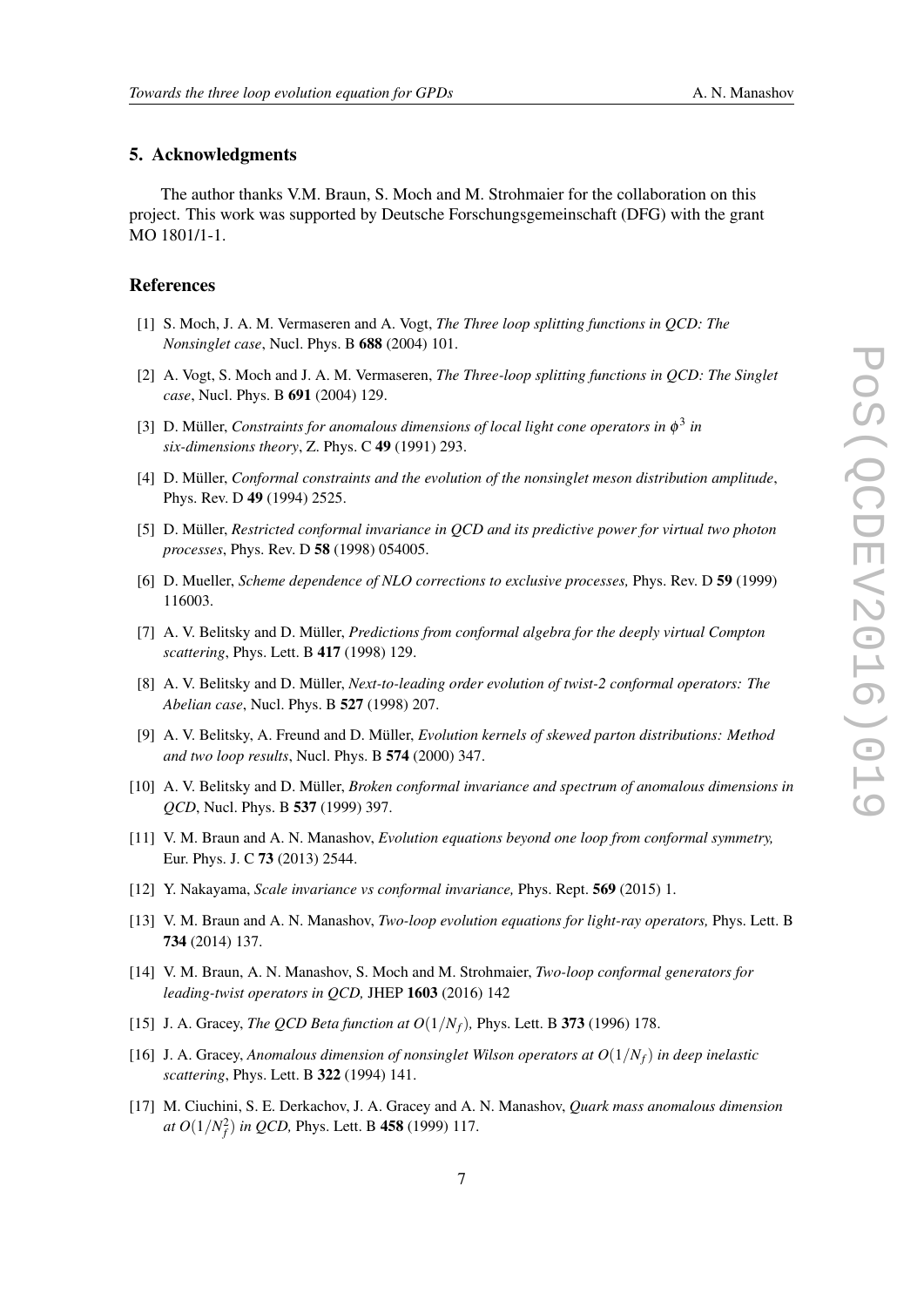## 5. Acknowledgments

The author thanks V.M. Braun, S. Moch and M. Strohmaier for the collaboration on this project. This work was supported by Deutsche Forschungsgemeinschaft (DFG) with the grant MO 1801/1-1.

## References

[1] S. Moch, J. A. M. Vermaseren and A. Vogt, *The Three loop splitting functions in QCD: The Nonsinglet case*, Nucl. Phys. B **688** (2004) 101.

[2] A. Vogt, S. Moch and J. A. M. Vermaseren, *The Three-loop splitting functions in QCD: The Singlet case*, Nucl. Phys. B **691** (2004) 129.

[3] D. Müller, *Constraints for anomalous dimensions of local light cone operators in $\phi^3$ in six-dimensions theory*, Z. Phys. C **49** (1991) 293.

[4] D. Müller, *Conformal constraints and the evolution of the nonsinglet meson distribution amplitude*, Phys. Rev. D **49** (1994) 2525.

[5] D. Müller, *Restricted conformal invariance in QCD and its predictive power for virtual two photon processes*, Phys. Rev. D **58** (1998) 054005.

[6] D. Mueller, *Scheme dependence of NLO corrections to exclusive processes,* Phys. Rev. D **59** (1999) 116003.

[7] A. V. Belitsky and D. Müller, *Predictions from conformal algebra for the deeply virtual Compton scattering*, Phys. Lett. B **417** (1998) 129.

[8] A. V. Belitsky and D. Müller, *Next-to-leading order evolution of twist-2 conformal operators: The Abelian case*, Nucl. Phys. B **527** (1998) 207.

[9] A. V. Belitsky, A. Freund and D. Müller, *Evolution kernels of skewed parton distributions: Method and two loop results*, Nucl. Phys. B **574** (2000) 347.

[10] A. V. Belitsky and D. Müller, *Broken conformal invariance and spectrum of anomalous dimensions in QCD*, Nucl. Phys. B **537** (1999) 397.

[11] V. M. Braun and A. N. Manashov, *Evolution equations beyond one loop from conformal symmetry,* Eur. Phys. J. C **73** (2013) 2544.

[12] Y. Nakayama, *Scale invariance vs conformal invariance,* Phys. Rept. **569** (2015) 1.

[13] V. M. Braun and A. N. Manashov, *Two-loop evolution equations for light-ray operators,* Phys. Lett. B **734** (2014) 137.

[14] V. M. Braun, A. N. Manashov, S. Moch and M. Strohmaier, *Two-loop conformal generators for leading-twist operators in QCD,* JHEP **1603** (2016) 142

[15] J. A. Gracey, *The QCD Beta function at $O(1/N_f)$,* Phys. Lett. B **373** (1996) 178.

[16] J. A. Gracey, *Anomalous dimension of nonsinglet Wilson operators at $O(1/N_f)$ in deep inelastic scattering*, Phys. Lett. B **322** (1994) 141.

[17] M. Ciuchini, S. E. Derkachov, J. A. Gracey and A. N. Manashov, *Quark mass anomalous dimension at $O(1/N_f^2)$ in QCD,* Phys. Lett. B **458** (1999) 117.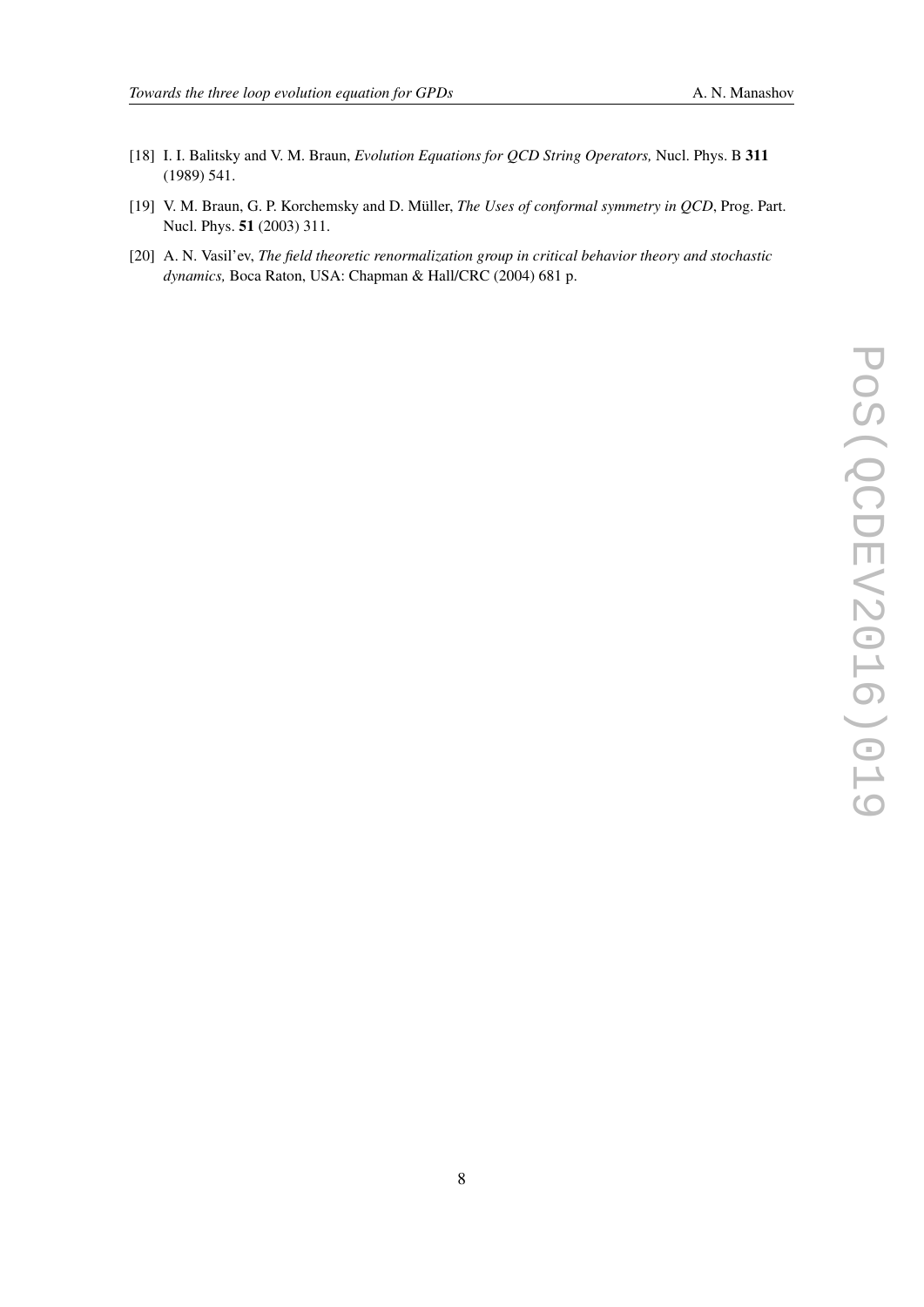[18] I. I. Balitsky and V. M. Braun, *Evolution Equations for QCD String Operators,* Nucl. Phys. B **311** (1989) 541.

[19] V. M. Braun, G. P. Korchemsky and D. Müller, *The Uses of conformal symmetry in QCD*, Prog. Part. Nucl. Phys. **51** (2003) 311.

[20] A. N. Vasil'ev, *The field theoretic renormalization group in critical behavior theory and stochastic dynamics,* Boca Raton, USA: Chapman & Hall/CRC (2004) 681 p.